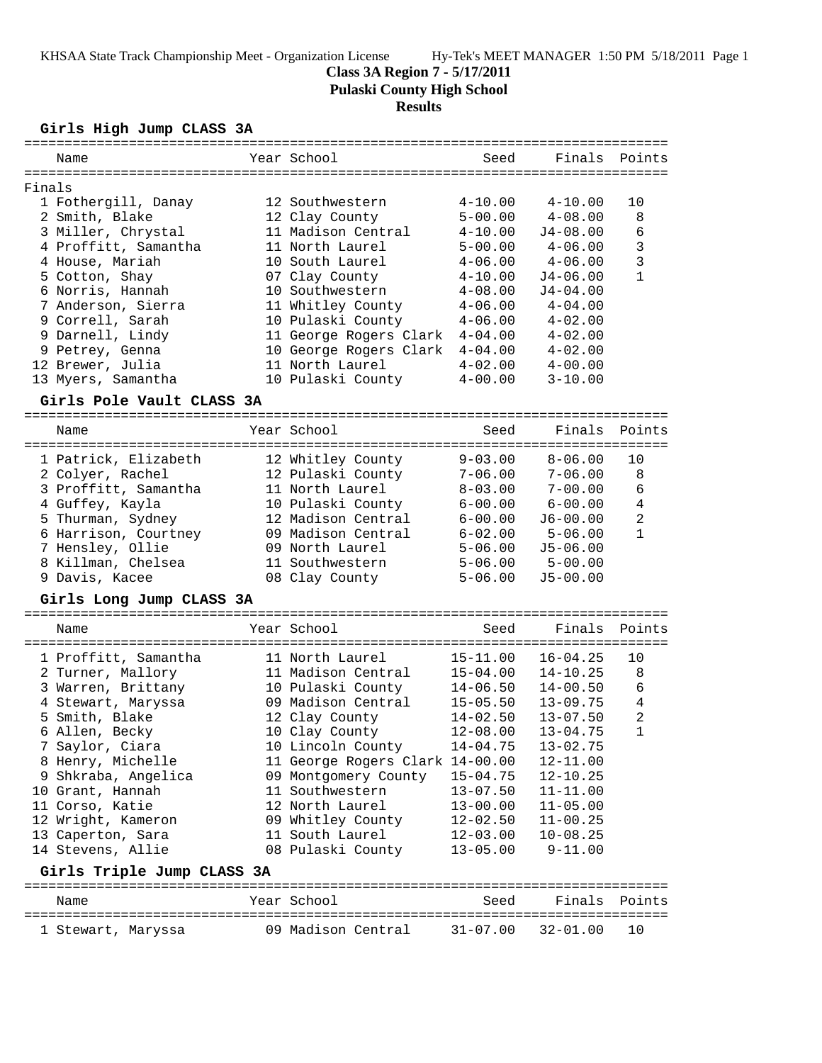# Class 3A Region 7 - 5/17/2011

## Pulaski County High School

### Results

#### Girls High Jump CLASS 3A

**Finals**

| Place | Name | Year | School | Seed | Finals | Points |
|---|---|---|---|---|---|---|
| 1 | Fothergill, Danay | 12 | Southwestern | 4-10.00 | 4-10.00 | 10 |
| 2 | Smith, Blake | 12 | Clay County | 5-00.00 | 4-08.00 | 8 |
| 3 | Miller, Chrystal | 11 | Madison Central | 4-10.00 | J4-08.00 | 6 |
| 4 | Proffitt, Samantha | 11 | North Laurel | 5-00.00 | 4-06.00 | 3 |
| 4 | House, Mariah | 10 | South Laurel | 4-06.00 | 4-06.00 | 3 |
| 5 | Cotton, Shay | 07 | Clay County | 4-10.00 | J4-06.00 | 1 |
| 6 | Norris, Hannah | 10 | Southwestern | 4-08.00 | J4-04.00 | |
| 7 | Anderson, Sierra | 11 | Whitley County | 4-06.00 | 4-04.00 | |
| 9 | Correll, Sarah | 10 | Pulaski County | 4-06.00 | 4-02.00 | |
| 9 | Darnell, Lindy | 11 | George Rogers Clark | 4-04.00 | 4-02.00 | |
| 9 | Petrey, Genna | 10 | George Rogers Clark | 4-04.00 | 4-02.00 | |
| 12 | Brewer, Julia | 11 | North Laurel | 4-02.00 | 4-00.00 | |
| 13 | Myers, Samantha | 10 | Pulaski County | 4-00.00 | 3-10.00 | |

#### Girls Pole Vault CLASS 3A

| Place | Name | Year | School | Seed | Finals | Points |
|---|---|---|---|---|---|---|
| 1 | Patrick, Elizabeth | 12 | Whitley County | 9-03.00 | 8-06.00 | 10 |
| 2 | Colyer, Rachel | 12 | Pulaski County | 7-06.00 | 7-06.00 | 8 |
| 3 | Proffitt, Samantha | 11 | North Laurel | 8-03.00 | 7-00.00 | 6 |
| 4 | Guffey, Kayla | 10 | Pulaski County | 6-00.00 | 6-00.00 | 4 |
| 5 | Thurman, Sydney | 12 | Madison Central | 6-00.00 | J6-00.00 | 2 |
| 6 | Harrison, Courtney | 09 | Madison Central | 6-02.00 | 5-06.00 | 1 |
| 7 | Hensley, Ollie | 09 | North Laurel | 5-06.00 | J5-06.00 | |
| 8 | Killman, Chelsea | 11 | Southwestern | 5-06.00 | 5-00.00 | |
| 9 | Davis, Kacee | 08 | Clay County | 5-06.00 | J5-00.00 | |

#### Girls Long Jump CLASS 3A

| Place | Name | Year | School | Seed | Finals | Points |
|---|---|---|---|---|---|---|
| 1 | Proffitt, Samantha | 11 | North Laurel | 15-11.00 | 16-04.25 | 10 |
| 2 | Turner, Mallory | 11 | Madison Central | 15-04.00 | 14-10.25 | 8 |
| 3 | Warren, Brittany | 10 | Pulaski County | 14-06.50 | 14-00.50 | 6 |
| 4 | Stewart, Maryssa | 09 | Madison Central | 15-05.50 | 13-09.75 | 4 |
| 5 | Smith, Blake | 12 | Clay County | 14-02.50 | 13-07.50 | 2 |
| 6 | Allen, Becky | 10 | Clay County | 12-08.00 | 13-04.75 | 1 |
| 7 | Saylor, Ciara | 10 | Lincoln County | 14-04.75 | 13-02.75 | |
| 8 | Henry, Michelle | 11 | George Rogers Clark | 14-00.00 | 12-11.00 | |
| 9 | Shkraba, Angelica | 09 | Montgomery County | 15-04.75 | 12-10.25 | |
| 10 | Grant, Hannah | 11 | Southwestern | 13-07.50 | 11-11.00 | |
| 11 | Corso, Katie | 12 | North Laurel | 13-00.00 | 11-05.00 | |
| 12 | Wright, Kameron | 09 | Whitley County | 12-02.50 | 11-00.25 | |
| 13 | Caperton, Sara | 11 | South Laurel | 12-03.00 | 10-08.25 | |
| 14 | Stevens, Allie | 08 | Pulaski County | 13-05.00 | 9-11.00 | |

#### Girls Triple Jump CLASS 3A

| Place | Name | Year | School | Seed | Finals | Points |
|---|---|---|---|---|---|---|
| 1 | Stewart, Maryssa | 09 | Madison Central | 31-07.00 | 32-01.00 | 10 |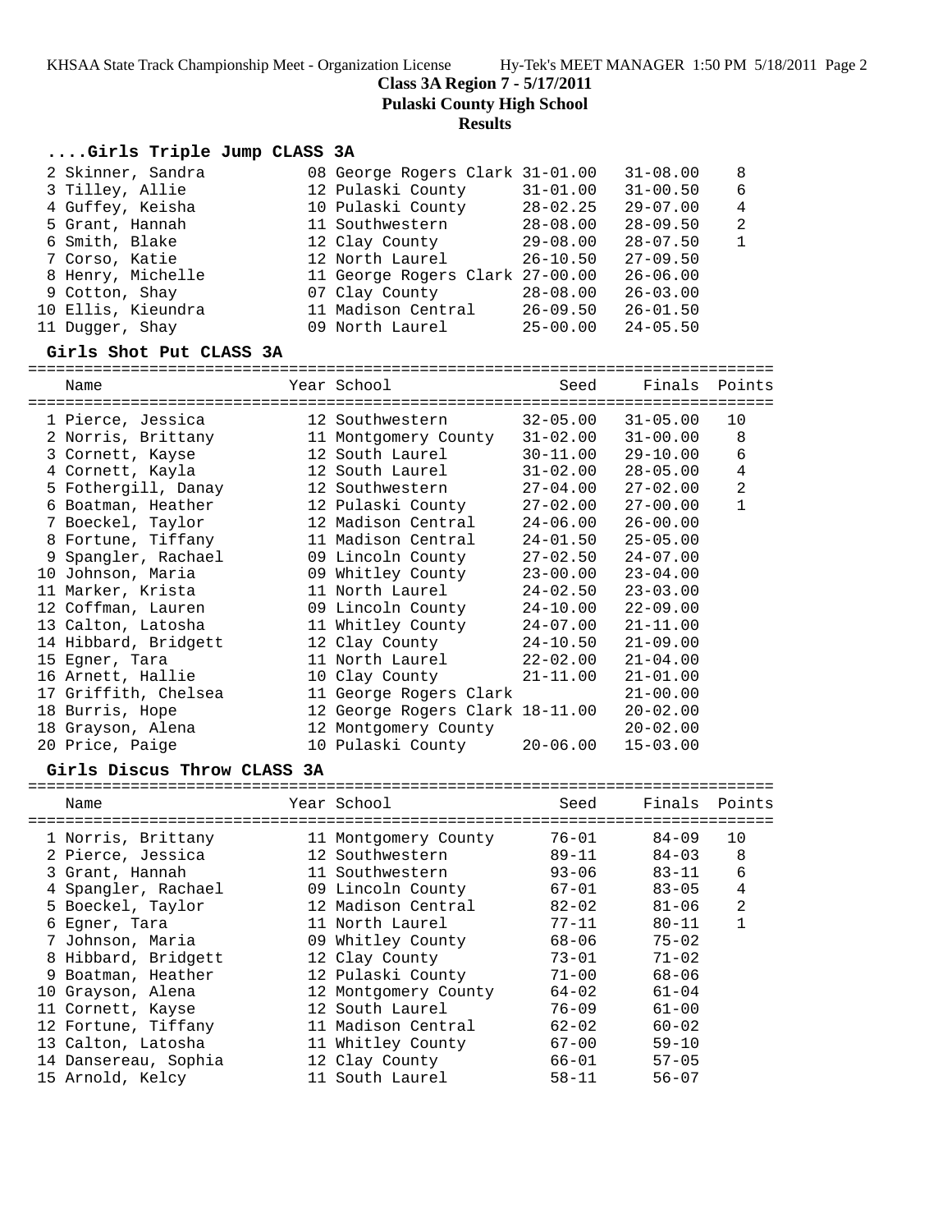## Class 3A Region 7 - 5/17/2011
## Pulaski County High School
## Results

### ....Girls Triple Jump CLASS 3A

| Name | Year | School | Seed | Finals | Points |
|---|---|---|---|---|---|
| 2 Skinner, Sandra | 08 | George Rogers Clark | 31-01.00 | 31-08.00 | 8 |
| 3 Tilley, Allie | 12 | Pulaski County | 31-01.00 | 31-00.50 | 6 |
| 4 Guffey, Keisha | 10 | Pulaski County | 28-02.25 | 29-07.00 | 4 |
| 5 Grant, Hannah | 11 | Southwestern | 28-08.00 | 28-09.50 | 2 |
| 6 Smith, Blake | 12 | Clay County | 29-08.00 | 28-07.50 | 1 |
| 7 Corso, Katie | 12 | North Laurel | 26-10.50 | 27-09.50 | |
| 8 Henry, Michelle | 11 | George Rogers Clark | 27-00.00 | 26-06.00 | |
| 9 Cotton, Shay | 07 | Clay County | 28-08.00 | 26-03.00 | |
| 10 Ellis, Kieundra | 11 | Madison Central | 26-09.50 | 26-01.50 | |
| 11 Dugger, Shay | 09 | North Laurel | 25-00.00 | 24-05.50 | |

### Girls Shot Put CLASS 3A

| Name | Year | School | Seed | Finals | Points |
|---|---|---|---|---|---|
| 1 Pierce, Jessica | 12 | Southwestern | 32-05.00 | 31-05.00 | 10 |
| 2 Norris, Brittany | 11 | Montgomery County | 31-02.00 | 31-00.00 | 8 |
| 3 Cornett, Kayse | 12 | South Laurel | 30-11.00 | 29-10.00 | 6 |
| 4 Cornett, Kayla | 12 | South Laurel | 31-02.00 | 28-05.00 | 4 |
| 5 Fothergill, Danay | 12 | Southwestern | 27-04.00 | 27-02.00 | 2 |
| 6 Boatman, Heather | 12 | Pulaski County | 27-02.00 | 27-00.00 | 1 |
| 7 Boeckel, Taylor | 12 | Madison Central | 24-06.00 | 26-00.00 | |
| 8 Fortune, Tiffany | 11 | Madison Central | 24-01.50 | 25-05.00 | |
| 9 Spangler, Rachael | 09 | Lincoln County | 27-02.50 | 24-07.00 | |
| 10 Johnson, Maria | 09 | Whitley County | 23-00.00 | 23-04.00 | |
| 11 Marker, Krista | 11 | North Laurel | 24-02.50 | 23-03.00 | |
| 12 Coffman, Lauren | 09 | Lincoln County | 24-10.00 | 22-09.00 | |
| 13 Calton, Latosha | 11 | Whitley County | 24-07.00 | 21-11.00 | |
| 14 Hibbard, Bridgett | 12 | Clay County | 24-10.50 | 21-09.00 | |
| 15 Egner, Tara | 11 | North Laurel | 22-02.00 | 21-04.00 | |
| 16 Arnett, Hallie | 10 | Clay County | 21-11.00 | 21-01.00 | |
| 17 Griffith, Chelsea | 11 | George Rogers Clark | | 21-00.00 | |
| 18 Burris, Hope | 12 | George Rogers Clark | 18-11.00 | 20-02.00 | |
| 18 Grayson, Alena | 12 | Montgomery County | | 20-02.00 | |
| 20 Price, Paige | 10 | Pulaski County | 20-06.00 | 15-03.00 | |

### Girls Discus Throw CLASS 3A

| Name | Year | School | Seed | Finals | Points |
|---|---|---|---|---|---|
| 1 Norris, Brittany | 11 | Montgomery County | 76-01 | 84-09 | 10 |
| 2 Pierce, Jessica | 12 | Southwestern | 89-11 | 84-03 | 8 |
| 3 Grant, Hannah | 11 | Southwestern | 93-06 | 83-11 | 6 |
| 4 Spangler, Rachael | 09 | Lincoln County | 67-01 | 83-05 | 4 |
| 5 Boeckel, Taylor | 12 | Madison Central | 82-02 | 81-06 | 2 |
| 6 Egner, Tara | 11 | North Laurel | 77-11 | 80-11 | 1 |
| 7 Johnson, Maria | 09 | Whitley County | 68-06 | 75-02 | |
| 8 Hibbard, Bridgett | 12 | Clay County | 73-01 | 71-02 | |
| 9 Boatman, Heather | 12 | Pulaski County | 71-00 | 68-06 | |
| 10 Grayson, Alena | 12 | Montgomery County | 64-02 | 61-04 | |
| 11 Cornett, Kayse | 12 | South Laurel | 76-09 | 61-00 | |
| 12 Fortune, Tiffany | 11 | Madison Central | 62-02 | 60-02 | |
| 13 Calton, Latosha | 11 | Whitley County | 67-00 | 59-10 | |
| 14 Dansereau, Sophia | 12 | Clay County | 66-01 | 57-05 | |
| 15 Arnold, Kelcy | 11 | South Laurel | 58-11 | 56-07 | |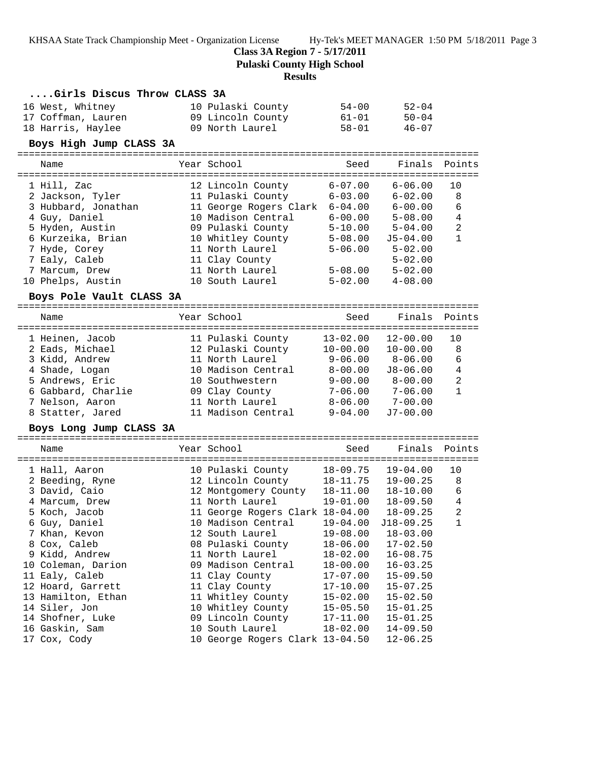**Class 3A Region 7 - 5/17/2011**

**Pulaski County High School**

**Results**

### ....Girls Discus Throw CLASS 3A

| Place | Name | Year | School | Seed | Finals | Points |
|---|---|---|---|---|---|---|
| 16 | West, Whitney | 10 | Pulaski County | 54-00 | 52-04 | |
| 17 | Coffman, Lauren | 09 | Lincoln County | 61-01 | 50-04 | |
| 18 | Harris, Haylee | 09 | North Laurel | 58-01 | 46-07 | |

### Boys High Jump CLASS 3A

| Place | Name | Year | School | Seed | Finals | Points |
|---|---|---|---|---|---|---|
| 1 | Hill, Zac | 12 | Lincoln County | 6-07.00 | 6-06.00 | 10 |
| 2 | Jackson, Tyler | 11 | Pulaski County | 6-03.00 | 6-02.00 | 8 |
| 3 | Hubbard, Jonathan | 11 | George Rogers Clark | 6-04.00 | 6-00.00 | 6 |
| 4 | Guy, Daniel | 10 | Madison Central | 6-00.00 | 5-08.00 | 4 |
| 5 | Hyden, Austin | 09 | Pulaski County | 5-10.00 | 5-04.00 | 2 |
| 6 | Kurzeika, Brian | 10 | Whitley County | 5-08.00 | J5-04.00 | 1 |
| 7 | Hyde, Corey | 11 | North Laurel | 5-06.00 | 5-02.00 | |
| 7 | Ealy, Caleb | 11 | Clay County | | 5-02.00 | |
| 7 | Marcum, Drew | 11 | North Laurel | 5-08.00 | 5-02.00 | |
| 10 | Phelps, Austin | 10 | South Laurel | 5-02.00 | 4-08.00 | |

### Boys Pole Vault CLASS 3A

| Place | Name | Year | School | Seed | Finals | Points |
|---|---|---|---|---|---|---|
| 1 | Heinen, Jacob | 11 | Pulaski County | 13-02.00 | 12-00.00 | 10 |
| 2 | Eads, Michael | 12 | Pulaski County | 10-00.00 | 10-00.00 | 8 |
| 3 | Kidd, Andrew | 11 | North Laurel | 9-06.00 | 8-06.00 | 6 |
| 4 | Shade, Logan | 10 | Madison Central | 8-00.00 | J8-06.00 | 4 |
| 5 | Andrews, Eric | 10 | Southwestern | 9-00.00 | 8-00.00 | 2 |
| 6 | Gabbard, Charlie | 09 | Clay County | 7-06.00 | 7-06.00 | 1 |
| 7 | Nelson, Aaron | 11 | North Laurel | 8-06.00 | 7-00.00 | |
| 8 | Statter, Jared | 11 | Madison Central | 9-04.00 | J7-00.00 | |

### Boys Long Jump CLASS 3A

| Place | Name | Year | School | Seed | Finals | Points |
|---|---|---|---|---|---|---|
| 1 | Hall, Aaron | 10 | Pulaski County | 18-09.75 | 19-04.00 | 10 |
| 2 | Beeding, Ryne | 12 | Lincoln County | 18-11.75 | 19-00.25 | 8 |
| 3 | David, Caio | 12 | Montgomery County | 18-11.00 | 18-10.00 | 6 |
| 4 | Marcum, Drew | 11 | North Laurel | 19-01.00 | 18-09.50 | 4 |
| 5 | Koch, Jacob | 11 | George Rogers Clark | 18-04.00 | 18-09.25 | 2 |
| 6 | Guy, Daniel | 10 | Madison Central | 19-04.00 | J18-09.25 | 1 |
| 7 | Khan, Kevon | 12 | South Laurel | 19-08.00 | 18-03.00 | |
| 8 | Cox, Caleb | 08 | Pulaski County | 18-06.00 | 17-02.50 | |
| 9 | Kidd, Andrew | 11 | North Laurel | 18-02.00 | 16-08.75 | |
| 10 | Coleman, Darion | 09 | Madison Central | 18-00.00 | 16-03.25 | |
| 11 | Ealy, Caleb | 11 | Clay County | 17-07.00 | 15-09.50 | |
| 12 | Hoard, Garrett | 11 | Clay County | 17-10.00 | 15-07.25 | |
| 13 | Hamilton, Ethan | 11 | Whitley County | 15-02.00 | 15-02.50 | |
| 14 | Siler, Jon | 10 | Whitley County | 15-05.50 | 15-01.25 | |
| 14 | Shofner, Luke | 09 | Lincoln County | 17-11.00 | 15-01.25 | |
| 16 | Gaskin, Sam | 10 | South Laurel | 18-02.00 | 14-09.50 | |
| 17 | Cox, Cody | 10 | George Rogers Clark | 13-04.50 | 12-06.25 | |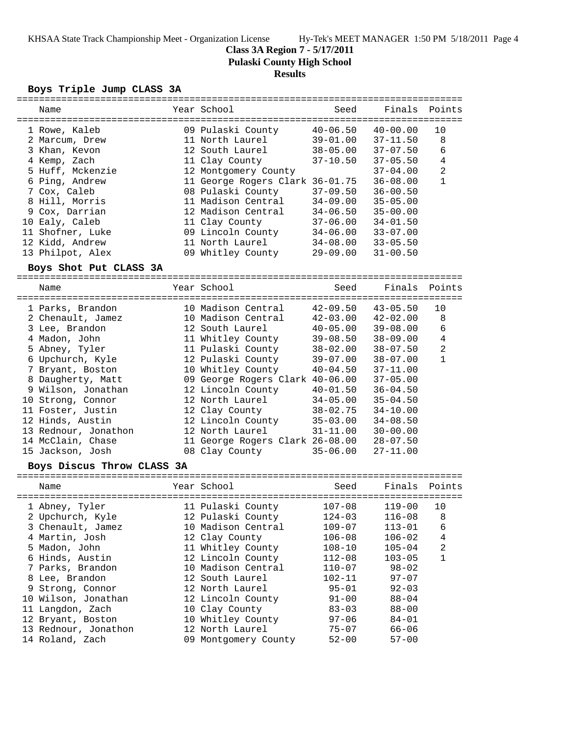**Class 3A Region 7 - 5/17/2011**

**Pulaski County High School**

**Results**

### Boys Triple Jump CLASS 3A

| | Name | Year | School | Seed | Finals | Points |
|---|---|---|---|---|---|---|
| 1 | Rowe, Kaleb | 09 | Pulaski County | 40-06.50 | 40-00.00 | 10 |
| 2 | Marcum, Drew | 11 | North Laurel | 39-01.00 | 37-11.50 | 8 |
| 3 | Khan, Kevon | 12 | South Laurel | 38-05.00 | 37-07.50 | 6 |
| 4 | Kemp, Zach | 11 | Clay County | 37-10.50 | 37-05.50 | 4 |
| 5 | Huff, Mckenzie | 12 | Montgomery County | | 37-04.00 | 2 |
| 6 | Ping, Andrew | 11 | George Rogers Clark | 36-01.75 | 36-08.00 | 1 |
| 7 | Cox, Caleb | 08 | Pulaski County | 37-09.50 | 36-00.50 | |
| 8 | Hill, Morris | 11 | Madison Central | 34-09.00 | 35-05.00 | |
| 9 | Cox, Darrian | 12 | Madison Central | 34-06.50 | 35-00.00 | |
| 10 | Ealy, Caleb | 11 | Clay County | 37-06.00 | 34-01.50 | |
| 11 | Shofner, Luke | 09 | Lincoln County | 34-06.00 | 33-07.00 | |
| 12 | Kidd, Andrew | 11 | North Laurel | 34-08.00 | 33-05.50 | |
| 13 | Philpot, Alex | 09 | Whitley County | 29-09.00 | 31-00.50 | |

### Boys Shot Put CLASS 3A

| | Name | Year | School | Seed | Finals | Points |
|---|---|---|---|---|---|---|
| 1 | Parks, Brandon | 10 | Madison Central | 42-09.50 | 43-05.50 | 10 |
| 2 | Chenault, Jamez | 10 | Madison Central | 42-03.00 | 42-02.00 | 8 |
| 3 | Lee, Brandon | 12 | South Laurel | 40-05.00 | 39-08.00 | 6 |
| 4 | Madon, John | 11 | Whitley County | 39-08.50 | 38-09.00 | 4 |
| 5 | Abney, Tyler | 11 | Pulaski County | 38-02.00 | 38-07.50 | 2 |
| 6 | Upchurch, Kyle | 12 | Pulaski County | 39-07.00 | 38-07.00 | 1 |
| 7 | Bryant, Boston | 10 | Whitley County | 40-04.50 | 37-11.00 | |
| 8 | Daugherty, Matt | 09 | George Rogers Clark | 40-06.00 | 37-05.00 | |
| 9 | Wilson, Jonathan | 12 | Lincoln County | 40-01.50 | 36-04.50 | |
| 10 | Strong, Connor | 12 | North Laurel | 34-05.00 | 35-04.50 | |
| 11 | Foster, Justin | 12 | Clay County | 38-02.75 | 34-10.00 | |
| 12 | Hinds, Austin | 12 | Lincoln County | 35-03.00 | 34-08.50 | |
| 13 | Rednour, Jonathon | 12 | North Laurel | 31-11.00 | 30-00.00 | |
| 14 | McClain, Chase | 11 | George Rogers Clark | 26-08.00 | 28-07.50 | |
| 15 | Jackson, Josh | 08 | Clay County | 35-06.00 | 27-11.00 | |

### Boys Discus Throw CLASS 3A

| | Name | Year | School | Seed | Finals | Points |
|---|---|---|---|---|---|---|
| 1 | Abney, Tyler | 11 | Pulaski County | 107-08 | 119-00 | 10 |
| 2 | Upchurch, Kyle | 12 | Pulaski County | 124-03 | 116-08 | 8 |
| 3 | Chenault, Jamez | 10 | Madison Central | 109-07 | 113-01 | 6 |
| 4 | Martin, Josh | 12 | Clay County | 106-08 | 106-02 | 4 |
| 5 | Madon, John | 11 | Whitley County | 108-10 | 105-04 | 2 |
| 6 | Hinds, Austin | 12 | Lincoln County | 112-08 | 103-05 | 1 |
| 7 | Parks, Brandon | 10 | Madison Central | 110-07 | 98-02 | |
| 8 | Lee, Brandon | 12 | South Laurel | 102-11 | 97-07 | |
| 9 | Strong, Connor | 12 | North Laurel | 95-01 | 92-03 | |
| 10 | Wilson, Jonathan | 12 | Lincoln County | 91-00 | 88-04 | |
| 11 | Langdon, Zach | 10 | Clay County | 83-03 | 88-00 | |
| 12 | Bryant, Boston | 10 | Whitley County | 97-06 | 84-01 | |
| 13 | Rednour, Jonathon | 12 | North Laurel | 75-07 | 66-06 | |
| 14 | Roland, Zach | 09 | Montgomery County | 52-00 | 57-00 | |